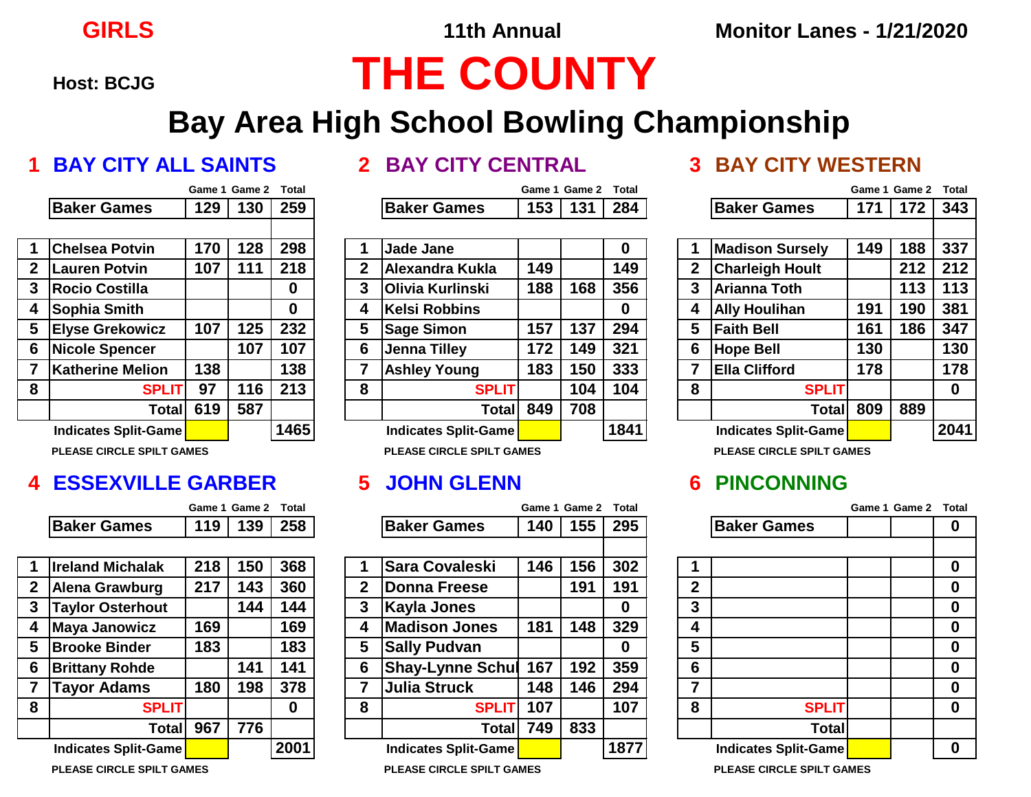**GIRLS** — **11th Annual** — **Monitor Lanes - 1/21/2020**

**Host: BCJG**

# THE COUNTY

## Bay Area High School Bowling Championship

### 1 BAY CITY ALL SAINTS

| | | Game 1 | Game 2 | Total |
|---|---|---|---|---|
| | Baker Games | 129 | 130 | 259 |
| 1 | Chelsea Potvin | 170 | 128 | 298 |
| 2 | Lauren Potvin | 107 | 111 | 218 |
| 3 | Rocio Costilla | | | 0 |
| 4 | Sophia Smith | | | 0 |
| 5 | Elyse Grekowicz | 107 | 125 | 232 |
| 6 | Nicole Spencer | | 107 | 107 |
| 7 | Katherine Melion | 138 | | 138 |
| 8 | SPLIT | 97 | 116 | 213 |
| | Total | 619 | 587 | |
| | Indicates Split-Game | | | 1465 |

PLEASE CIRCLE SPILT GAMES

### 2 BAY CITY CENTRAL

| | | Game 1 | Game 2 | Total |
|---|---|---|---|---|
| | Baker Games | 153 | 131 | 284 |
| 1 | Jade Jane | | | 0 |
| 2 | Alexandra Kukla | 149 | | 149 |
| 3 | Olivia Kurlinski | 188 | 168 | 356 |
| 4 | Kelsi Robbins | | | 0 |
| 5 | Sage Simon | 157 | 137 | 294 |
| 6 | Jenna Tilley | 172 | 149 | 321 |
| 7 | Ashley Young | 183 | 150 | 333 |
| 8 | SPLIT | | 104 | 104 |
| | Total | 849 | 708 | |
| | Indicates Split-Game | | | 1841 |

PLEASE CIRCLE SPILT GAMES

### 3 BAY CITY WESTERN

| | | Game 1 | Game 2 | Total |
|---|---|---|---|---|
| | Baker Games | 171 | 172 | 343 |
| 1 | Madison Sursely | 149 | 188 | 337 |
| 2 | Charleigh Hoult | | 212 | 212 |
| 3 | Arianna Toth | | 113 | 113 |
| 4 | Ally Houlihan | 191 | 190 | 381 |
| 5 | Faith Bell | 161 | 186 | 347 |
| 6 | Hope Bell | 130 | | 130 |
| 7 | Ella Clifford | 178 | | 178 |
| 8 | SPLIT | | | 0 |
| | Total | 809 | 889 | |
| | Indicates Split-Game | | | 2041 |

PLEASE CIRCLE SPILT GAMES

### 4 ESSEXVILLE GARBER

| | | Game 1 | Game 2 | Total |
|---|---|---|---|---|
| | Baker Games | 119 | 139 | 258 |
| 1 | Ireland Michalak | 218 | 150 | 368 |
| 2 | Alena Grawburg | 217 | 143 | 360 |
| 3 | Taylor Osterhout | | 144 | 144 |
| 4 | Maya Janowicz | 169 | | 169 |
| 5 | Brooke Binder | 183 | | 183 |
| 6 | Brittany Rohde | | 141 | 141 |
| 7 | Tayor Adams | 180 | 198 | 378 |
| 8 | SPLIT | | | 0 |
| | Total | 967 | 776 | |
| | Indicates Split-Game | | | 2001 |

PLEASE CIRCLE SPILT GAMES

### 5 JOHN GLENN

| | | Game 1 | Game 2 | Total |
|---|---|---|---|---|
| | Baker Games | 140 | 155 | 295 |
| 1 | Sara Covaleski | 146 | 156 | 302 |
| 2 | Donna Freese | | 191 | 191 |
| 3 | Kayla Jones | | | 0 |
| 4 | Madison Jones | 181 | 148 | 329 |
| 5 | Sally Pudvan | | | 0 |
| 6 | Shay-Lynne Schul | 167 | 192 | 359 |
| 7 | Julia Struck | 148 | 146 | 294 |
| 8 | SPLIT | 107 | | 107 |
| | Total | 749 | 833 | |
| | Indicates Split-Game | | | 1877 |

PLEASE CIRCLE SPILT GAMES

### 6 PINCONNING

| | | Game 1 | Game 2 | Total |
|---|---|---|---|---|
| | Baker Games | | | 0 |
| 1 | | | | 0 |
| 2 | | | | 0 |
| 3 | | | | 0 |
| 4 | | | | 0 |
| 5 | | | | 0 |
| 6 | | | | 0 |
| 7 | | | | 0 |
| 8 | SPLIT | | | 0 |
| | Total | | | |
| | Indicates Split-Game | | | 0 |

PLEASE CIRCLE SPILT GAMES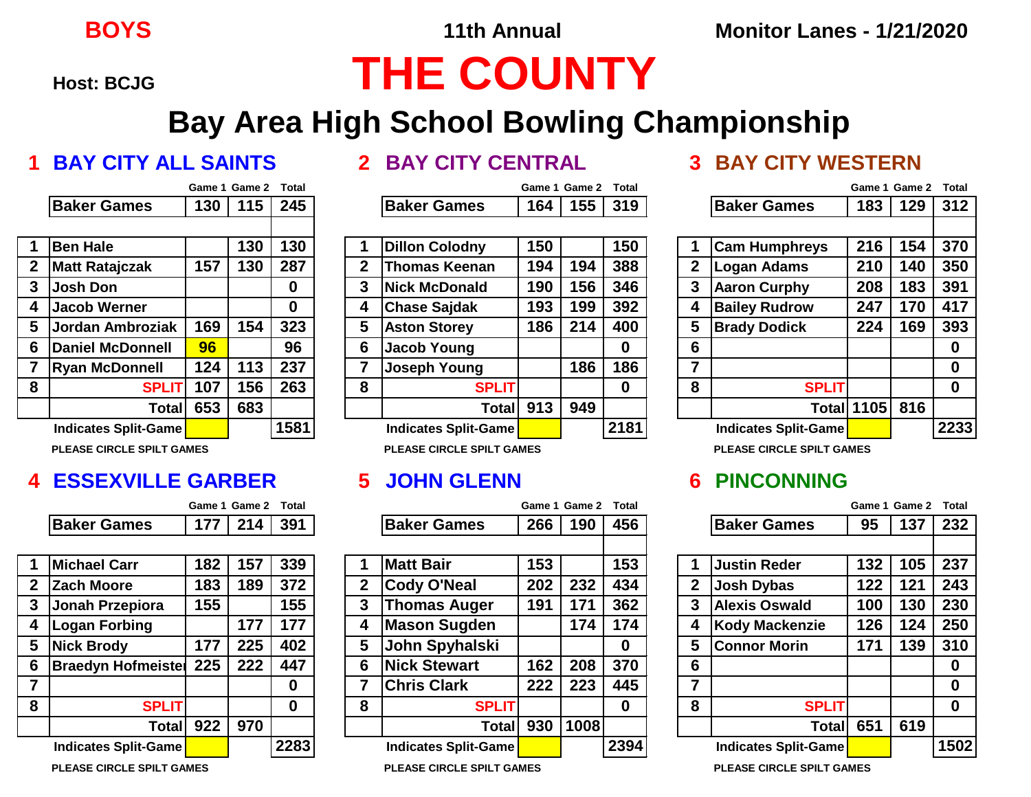**BOYS** — **11th Annual** — **Monitor Lanes - 1/21/2020**

**Host: BCJG**

# THE COUNTY

## Bay Area High School Bowling Championship

### 1 BAY CITY ALL SAINTS

| | | Game 1 | Game 2 | Total |
|---|---|---|---|---|
| | Baker Games | 130 | 115 | 245 |
| 1 | Ben Hale | | 130 | 130 |
| 2 | Matt Ratajczak | 157 | 130 | 287 |
| 3 | Josh Don | | | 0 |
| 4 | Jacob Werner | | | 0 |
| 5 | Jordan Ambroziak | 169 | 154 | 323 |
| 6 | Daniel McDonnell | 96 | | 96 |
| 7 | Ryan McDonnell | 124 | 113 | 237 |
| 8 | SPLIT | 107 | 156 | 263 |
| | Total | 653 | 683 | |
| | Indicates Split-Game | | | 1581 |

PLEASE CIRCLE SPILT GAMES

### 2 BAY CITY CENTRAL

| | | Game 1 | Game 2 | Total |
|---|---|---|---|---|
| | Baker Games | 164 | 155 | 319 |
| 1 | Dillon Colodny | 150 | | 150 |
| 2 | Thomas Keenan | 194 | 194 | 388 |
| 3 | Nick McDonald | 190 | 156 | 346 |
| 4 | Chase Sajdak | 193 | 199 | 392 |
| 5 | Aston Storey | 186 | 214 | 400 |
| 6 | Jacob Young | | | 0 |
| 7 | Joseph Young | | 186 | 186 |
| 8 | SPLIT | | | 0 |
| | Total | 913 | 949 | |
| | Indicates Split-Game | | | 2181 |

PLEASE CIRCLE SPILT GAMES

### 3 BAY CITY WESTERN

| | | Game 1 | Game 2 | Total |
|---|---|---|---|---|
| | Baker Games | 183 | 129 | 312 |
| 1 | Cam Humphreys | 216 | 154 | 370 |
| 2 | Logan Adams | 210 | 140 | 350 |
| 3 | Aaron Curphy | 208 | 183 | 391 |
| 4 | Bailey Rudrow | 247 | 170 | 417 |
| 5 | Brady Dodick | 224 | 169 | 393 |
| 6 | | | | 0 |
| 7 | | | | 0 |
| 8 | SPLIT | | | 0 |
| | Total | 1105 | 816 | |
| | Indicates Split-Game | | | 2233 |

PLEASE CIRCLE SPILT GAMES

### 4 ESSEXVILLE GARBER

| | | Game 1 | Game 2 | Total |
|---|---|---|---|---|
| | Baker Games | 177 | 214 | 391 |
| 1 | Michael Carr | 182 | 157 | 339 |
| 2 | Zach Moore | 183 | 189 | 372 |
| 3 | Jonah Przepiora | 155 | | 155 |
| 4 | Logan Forbing | | 177 | 177 |
| 5 | Nick Brody | 177 | 225 | 402 |
| 6 | Braedyn Hofmeister | 225 | 222 | 447 |
| 7 | | | | 0 |
| 8 | SPLIT | | | 0 |
| | Total | 922 | 970 | |
| | Indicates Split-Game | | | 2283 |

PLEASE CIRCLE SPILT GAMES

### 5 JOHN GLENN

| | | Game 1 | Game 2 | Total |
|---|---|---|---|---|
| | Baker Games | 266 | 190 | 456 |
| 1 | Matt Bair | 153 | | 153 |
| 2 | Cody O'Neal | 202 | 232 | 434 |
| 3 | Thomas Auger | 191 | 171 | 362 |
| 4 | Mason Sugden | | 174 | 174 |
| 5 | John Spyhalski | | | 0 |
| 6 | Nick Stewart | 162 | 208 | 370 |
| 7 | Chris Clark | 222 | 223 | 445 |
| 8 | SPLIT | | | 0 |
| | Total | 930 | 1008 | |
| | Indicates Split-Game | | | 2394 |

PLEASE CIRCLE SPILT GAMES

### 6 PINCONNING

| | | Game 1 | Game 2 | Total |
|---|---|---|---|---|
| | Baker Games | 95 | 137 | 232 |
| 1 | Justin Reder | 132 | 105 | 237 |
| 2 | Josh Dybas | 122 | 121 | 243 |
| 3 | Alexis Oswald | 100 | 130 | 230 |
| 4 | Kody Mackenzie | 126 | 124 | 250 |
| 5 | Connor Morin | 171 | 139 | 310 |
| 6 | | | | 0 |
| 7 | | | | 0 |
| 8 | SPLIT | | | 0 |
| | Total | 651 | 619 | |
| | Indicates Split-Game | | | 1502 |

PLEASE CIRCLE SPILT GAMES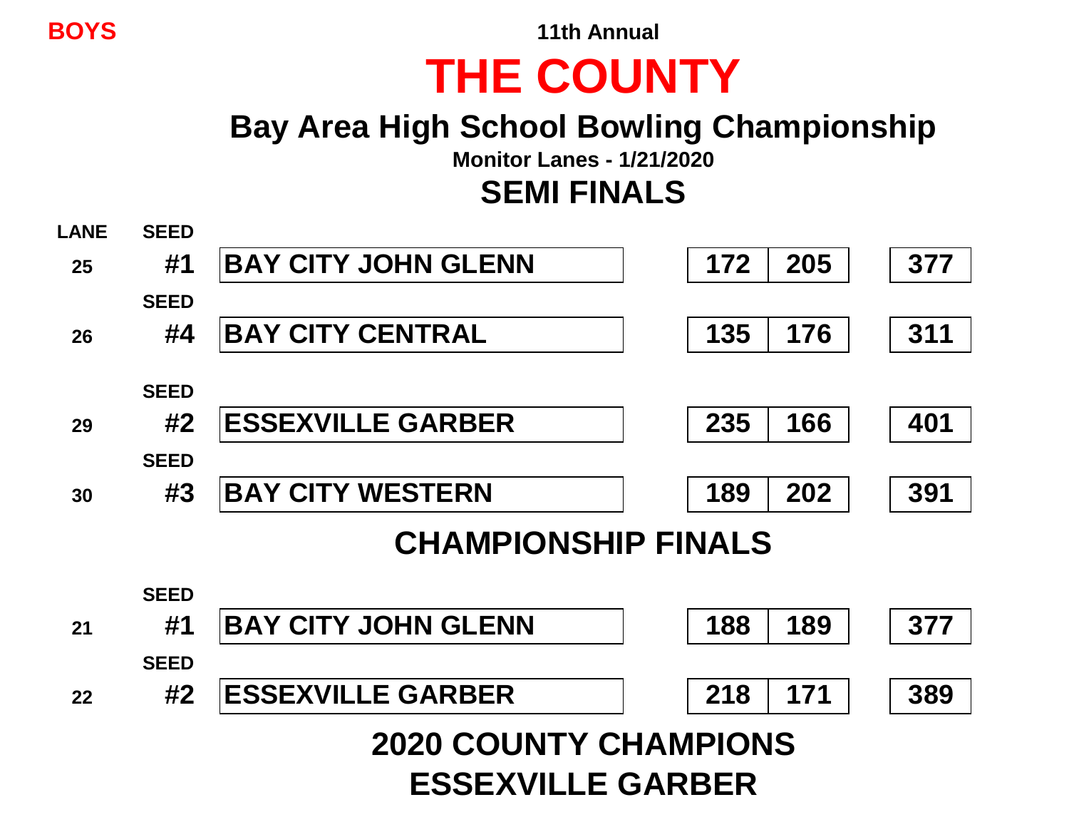BOYS

11th Annual

# THE COUNTY

## Bay Area High School Bowling Championship

**Monitor Lanes - 1/21/2020**

## SEMI FINALS

| LANE | SEED | TEAM | GAME 1 | GAME 2 | TOTAL |
|---|---|---|---|---|---|
| 25 | #1 | BAY CITY JOHN GLENN | 172 | 205 | 377 |
| 26 | #4 | BAY CITY CENTRAL | 135 | 176 | 311 |
| 29 | #2 | ESSEXVILLE GARBER | 235 | 166 | 401 |
| 30 | #3 | BAY CITY WESTERN | 189 | 202 | 391 |

## CHAMPIONSHIP FINALS

| LANE | SEED | TEAM | GAME 1 | GAME 2 | TOTAL |
|---|---|---|---|---|---|
| 21 | #1 | BAY CITY JOHN GLENN | 188 | 189 | 377 |
| 22 | #2 | ESSEXVILLE GARBER | 218 | 171 | 389 |

## 2020 COUNTY CHAMPIONS
## ESSEXVILLE GARBER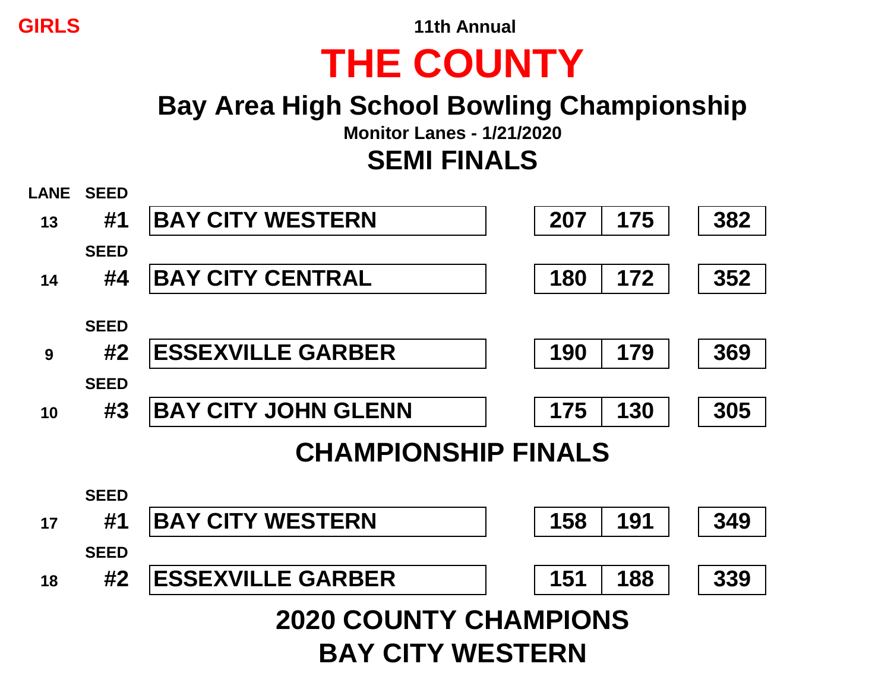**GIRLS**

**11th Annual**

# THE COUNTY

## Bay Area High School Bowling Championship

**Monitor Lanes - 1/21/2020**

## SEMI FINALS

| LANE | SEED | TEAM | GAME 1 | GAME 2 | TOTAL |
|---|---|---|---|---|---|
| 13 | #1 | BAY CITY WESTERN | 207 | 175 | 382 |
| 14 | #4 | BAY CITY CENTRAL | 180 | 172 | 352 |
| 9 | #2 | ESSEXVILLE GARBER | 190 | 179 | 369 |
| 10 | #3 | BAY CITY JOHN GLENN | 175 | 130 | 305 |

## CHAMPIONSHIP FINALS

| LANE | SEED | TEAM | GAME 1 | GAME 2 | TOTAL |
|---|---|---|---|---|---|
| 17 | #1 | BAY CITY WESTERN | 158 | 191 | 349 |
| 18 | #2 | ESSEXVILLE GARBER | 151 | 188 | 339 |

## 2020 COUNTY CHAMPIONS
## BAY CITY WESTERN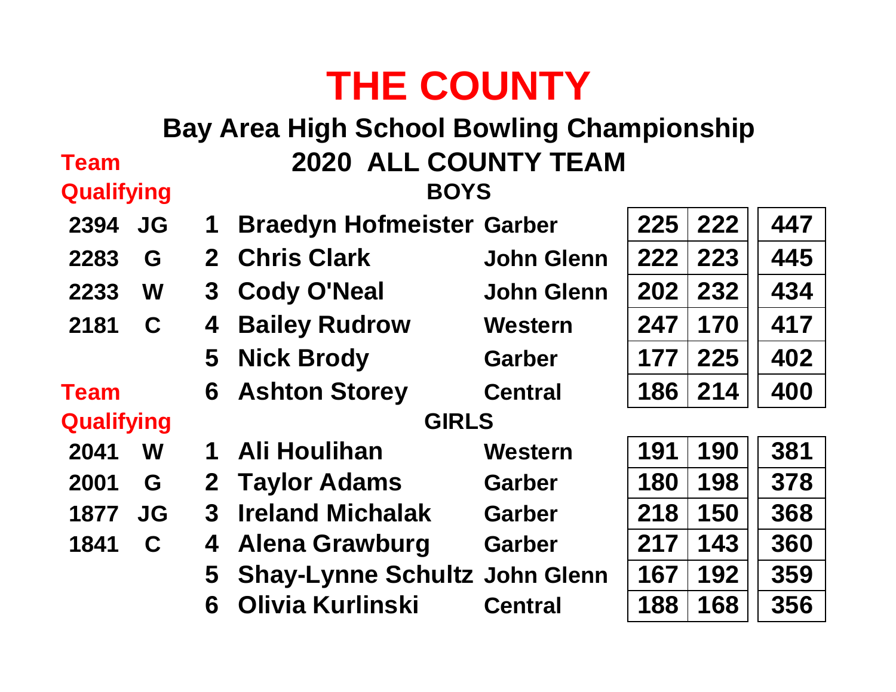# THE COUNTY

## Bay Area High School Bowling Championship

## 2020 ALL COUNTY TEAM

### BOYS

**Team Qualifying**

| | |
|---|---|
| 2394 | JG |
| 2283 | G |
| 2233 | W |
| 2181 | C |

| | | | | | |
|---|---|---|---|---|---|
| 1 | Braedyn Hofmeister | Garber | 225 | 222 | 447 |
| 2 | Chris Clark | John Glenn | 222 | 223 | 445 |
| 3 | Cody O'Neal | John Glenn | 202 | 232 | 434 |
| 4 | Bailey Rudrow | Western | 247 | 170 | 417 |
| 5 | Nick Brody | Garber | 177 | 225 | 402 |
| 6 | Ashton Storey | Central | 186 | 214 | 400 |

### GIRLS

**Team Qualifying**

| | |
|---|---|
| 2041 | W |
| 2001 | G |
| 1877 | JG |
| 1841 | C |

| | | | | | |
|---|---|---|---|---|---|
| 1 | Ali Houlihan | Western | 191 | 190 | 381 |
| 2 | Taylor Adams | Garber | 180 | 198 | 378 |
| 3 | Ireland Michalak | Garber | 218 | 150 | 368 |
| 4 | Alena Grawburg | Garber | 217 | 143 | 360 |
| 5 | Shay-Lynne Schultz | John Glenn | 167 | 192 | 359 |
| 6 | Olivia Kurlinski | Central | 188 | 168 | 356 |